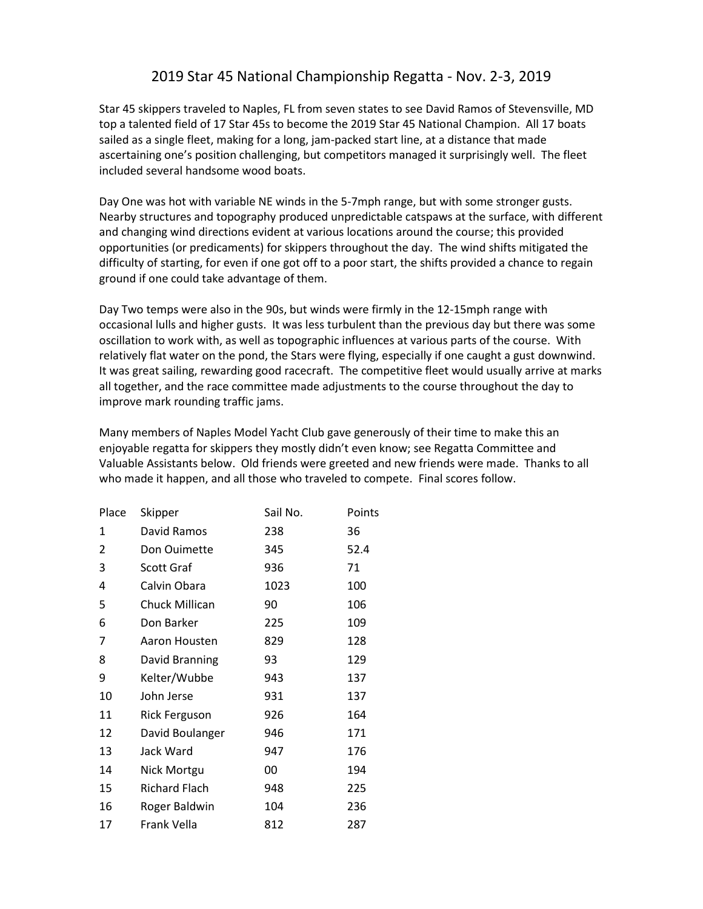# 2019 Star 45 National Championship Regatta - Nov. 2-3, 2019

Star 45 skippers traveled to Naples, FL from seven states to see David Ramos of Stevensville, MD top a talented field of 17 Star 45s to become the 2019 Star 45 National Champion. All 17 boats sailed as a single fleet, making for a long, jam-packed start line, at a distance that made ascertaining one's position challenging, but competitors managed it surprisingly well. The fleet included several handsome wood boats.

Day One was hot with variable NE winds in the 5-7mph range, but with some stronger gusts. Nearby structures and topography produced unpredictable catspaws at the surface, with different and changing wind directions evident at various locations around the course; this provided opportunities (or predicaments) for skippers throughout the day. The wind shifts mitigated the difficulty of starting, for even if one got off to a poor start, the shifts provided a chance to regain ground if one could take advantage of them.

Day Two temps were also in the 90s, but winds were firmly in the 12-15mph range with occasional lulls and higher gusts. It was less turbulent than the previous day but there was some oscillation to work with, as well as topographic influences at various parts of the course. With relatively flat water on the pond, the Stars were flying, especially if one caught a gust downwind. It was great sailing, rewarding good racecraft. The competitive fleet would usually arrive at marks all together, and the race committee made adjustments to the course throughout the day to improve mark rounding traffic jams.

Many members of Naples Model Yacht Club gave generously of their time to make this an enjoyable regatta for skippers they mostly didn't even know; see Regatta Committee and Valuable Assistants below. Old friends were greeted and new friends were made. Thanks to all who made it happen, and all those who traveled to compete. Final scores follow.

| Place | Skipper | Sail No. | Points |
|---|---|---|---|
| 1 | David Ramos | 238 | 36 |
| 2 | Don Ouimette | 345 | 52.4 |
| 3 | Scott Graf | 936 | 71 |
| 4 | Calvin Obara | 1023 | 100 |
| 5 | Chuck Millican | 90 | 106 |
| 6 | Don Barker | 225 | 109 |
| 7 | Aaron Housten | 829 | 128 |
| 8 | David Branning | 93 | 129 |
| 9 | Kelter/Wubbe | 943 | 137 |
| 10 | John Jerse | 931 | 137 |
| 11 | Rick Ferguson | 926 | 164 |
| 12 | David Boulanger | 946 | 171 |
| 13 | Jack Ward | 947 | 176 |
| 14 | Nick Mortgu | 00 | 194 |
| 15 | Richard Flach | 948 | 225 |
| 16 | Roger Baldwin | 104 | 236 |
| 17 | Frank Vella | 812 | 287 |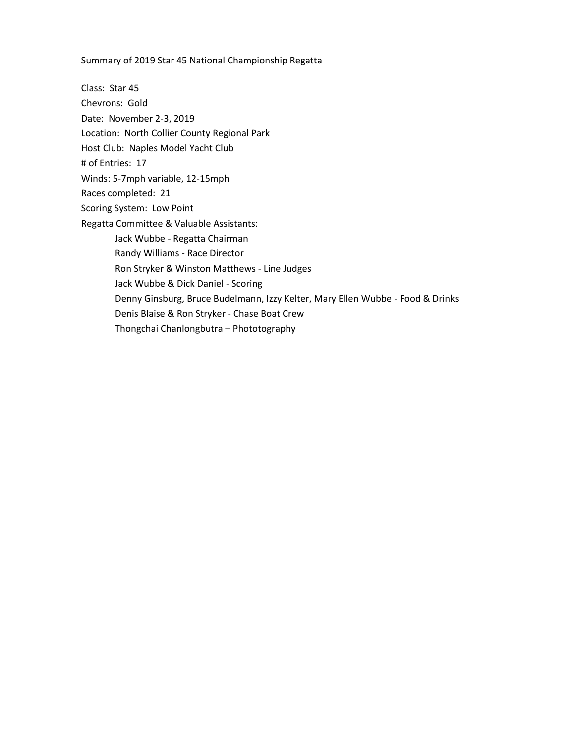Summary of 2019 Star 45 National Championship Regatta

Class: Star 45

Chevrons: Gold

Date: November 2-3, 2019

Location: North Collier County Regional Park

Host Club: Naples Model Yacht Club

# of Entries: 17

Winds: 5-7mph variable, 12-15mph

Races completed: 21

Scoring System: Low Point

Regatta Committee & Valuable Assistants:

- Jack Wubbe - Regatta Chairman
- Randy Williams - Race Director
- Ron Stryker & Winston Matthews - Line Judges
- Jack Wubbe & Dick Daniel - Scoring
- Denny Ginsburg, Bruce Budelmann, Izzy Kelter, Mary Ellen Wubbe - Food & Drinks
- Denis Blaise & Ron Stryker - Chase Boat Crew
- Thongchai Chanlongbutra – Phototography